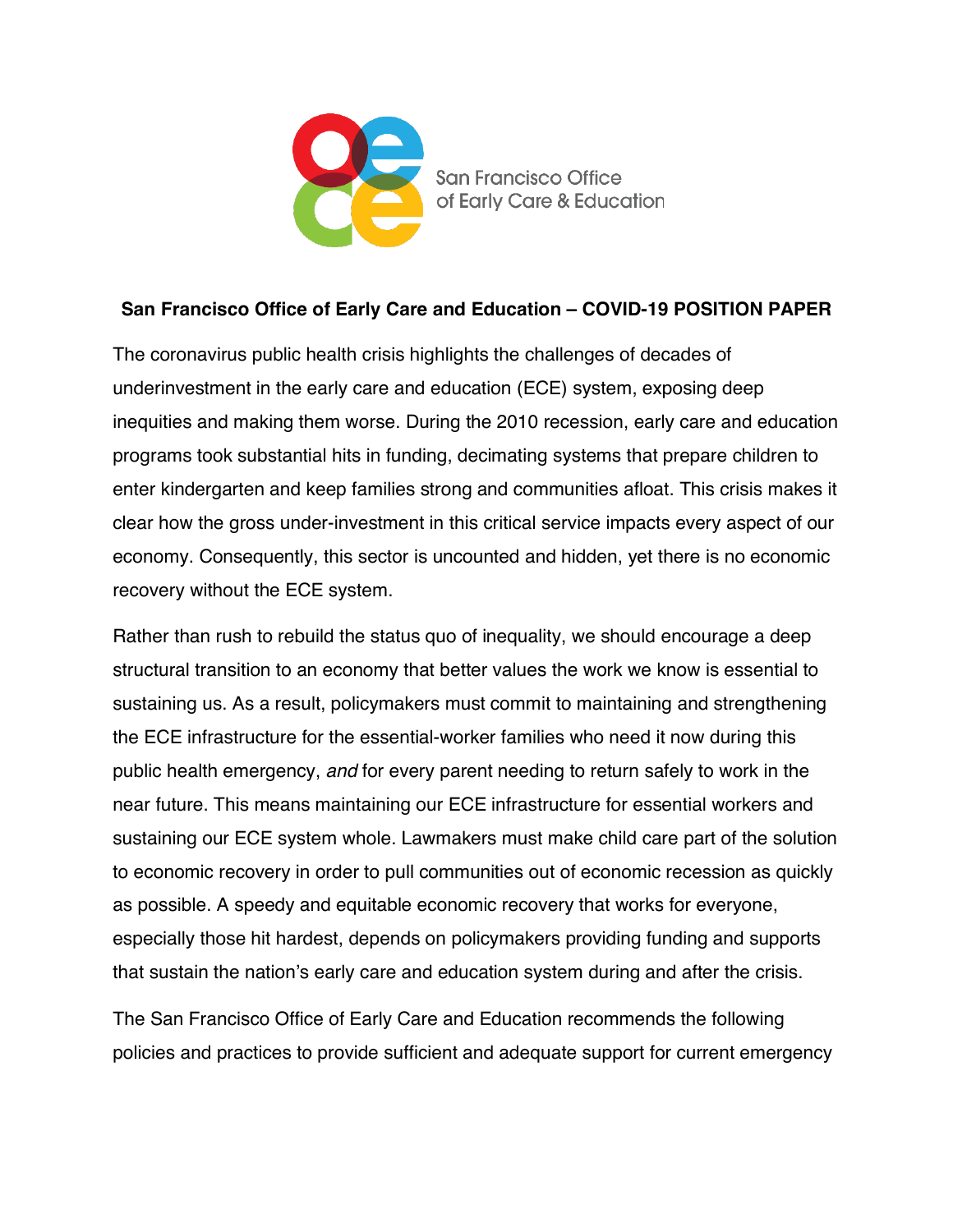San Francisco Office of Early Care & Education

**San Francisco Office of Early Care and Education – COVID-19 POSITION PAPER**

The coronavirus public health crisis highlights the challenges of decades of underinvestment in the early care and education (ECE) system, exposing deep inequities and making them worse. During the 2010 recession, early care and education programs took substantial hits in funding, decimating systems that prepare children to enter kindergarten and keep families strong and communities afloat. This crisis makes it clear how the gross under-investment in this critical service impacts every aspect of our economy. Consequently, this sector is uncounted and hidden, yet there is no economic recovery without the ECE system.

Rather than rush to rebuild the status quo of inequality, we should encourage a deep structural transition to an economy that better values the work we know is essential to sustaining us. As a result, policymakers must commit to maintaining and strengthening the ECE infrastructure for the essential-worker families who need it now during this public health emergency, *and* for every parent needing to return safely to work in the near future. This means maintaining our ECE infrastructure for essential workers and sustaining our ECE system whole. Lawmakers must make child care part of the solution to economic recovery in order to pull communities out of economic recession as quickly as possible. A speedy and equitable economic recovery that works for everyone, especially those hit hardest, depends on policymakers providing funding and supports that sustain the nation's early care and education system during and after the crisis.

The San Francisco Office of Early Care and Education recommends the following policies and practices to provide sufficient and adequate support for current emergency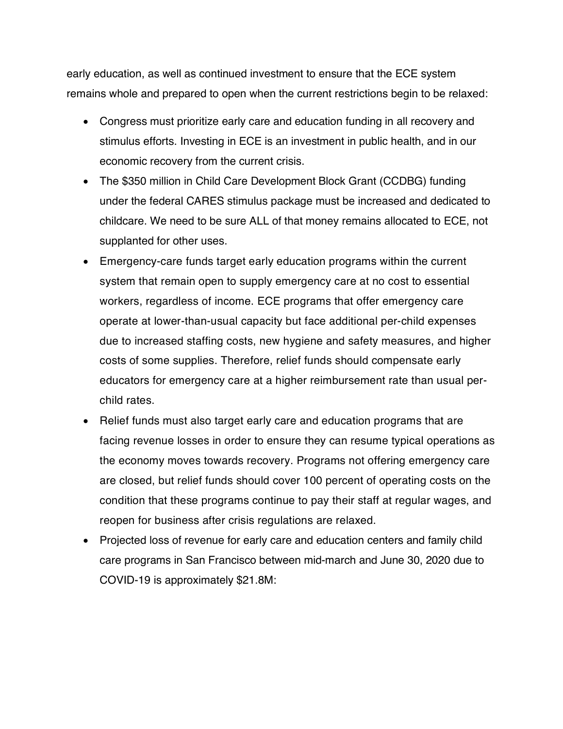early education, as well as continued investment to ensure that the ECE system remains whole and prepared to open when the current restrictions begin to be relaxed:

- Congress must prioritize early care and education funding in all recovery and stimulus efforts. Investing in ECE is an investment in public health, and in our economic recovery from the current crisis.
- The $350 million in Child Care Development Block Grant (CCDBG) funding under the federal CARES stimulus package must be increased and dedicated to childcare. We need to be sure ALL of that money remains allocated to ECE, not supplanted for other uses.
- Emergency-care funds target early education programs within the current system that remain open to supply emergency care at no cost to essential workers, regardless of income. ECE programs that offer emergency care operate at lower-than-usual capacity but face additional per-child expenses due to increased staffing costs, new hygiene and safety measures, and higher costs of some supplies. Therefore, relief funds should compensate early educators for emergency care at a higher reimbursement rate than usual per-child rates.
- Relief funds must also target early care and education programs that are facing revenue losses in order to ensure they can resume typical operations as the economy moves towards recovery. Programs not offering emergency care are closed, but relief funds should cover 100 percent of operating costs on the condition that these programs continue to pay their staff at regular wages, and reopen for business after crisis regulations are relaxed.
- Projected loss of revenue for early care and education centers and family child care programs in San Francisco between mid-march and June 30, 2020 due to COVID-19 is approximately $21.8M: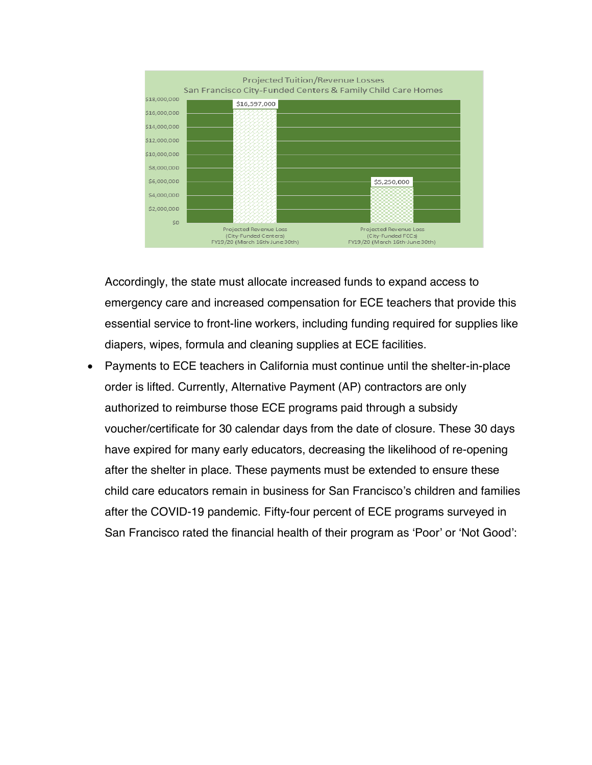Projected Tuition/Revenue Losses
San Francisco City-Funded Centers & Family Child Care Homes

| Category | Amount |
| --- | --- |
| Projected Revenue Loss (City-Funded Centers) FY19/20 (March 16th-June 30th) | $16,597,000 |
| Projected Revenue Loss (City-Funded FCCs) FY19/20 (March 16th-June 30th) | $5,250,000 |

Accordingly, the state must allocate increased funds to expand access to emergency care and increased compensation for ECE teachers that provide this essential service to front-line workers, including funding required for supplies like diapers, wipes, formula and cleaning supplies at ECE facilities.

- Payments to ECE teachers in California must continue until the shelter-in-place order is lifted. Currently, Alternative Payment (AP) contractors are only authorized to reimburse those ECE programs paid through a subsidy voucher/certificate for 30 calendar days from the date of closure. These 30 days have expired for many early educators, decreasing the likelihood of re-opening after the shelter in place. These payments must be extended to ensure these child care educators remain in business for San Francisco's children and families after the COVID-19 pandemic. Fifty-four percent of ECE programs surveyed in San Francisco rated the financial health of their program as 'Poor' or 'Not Good':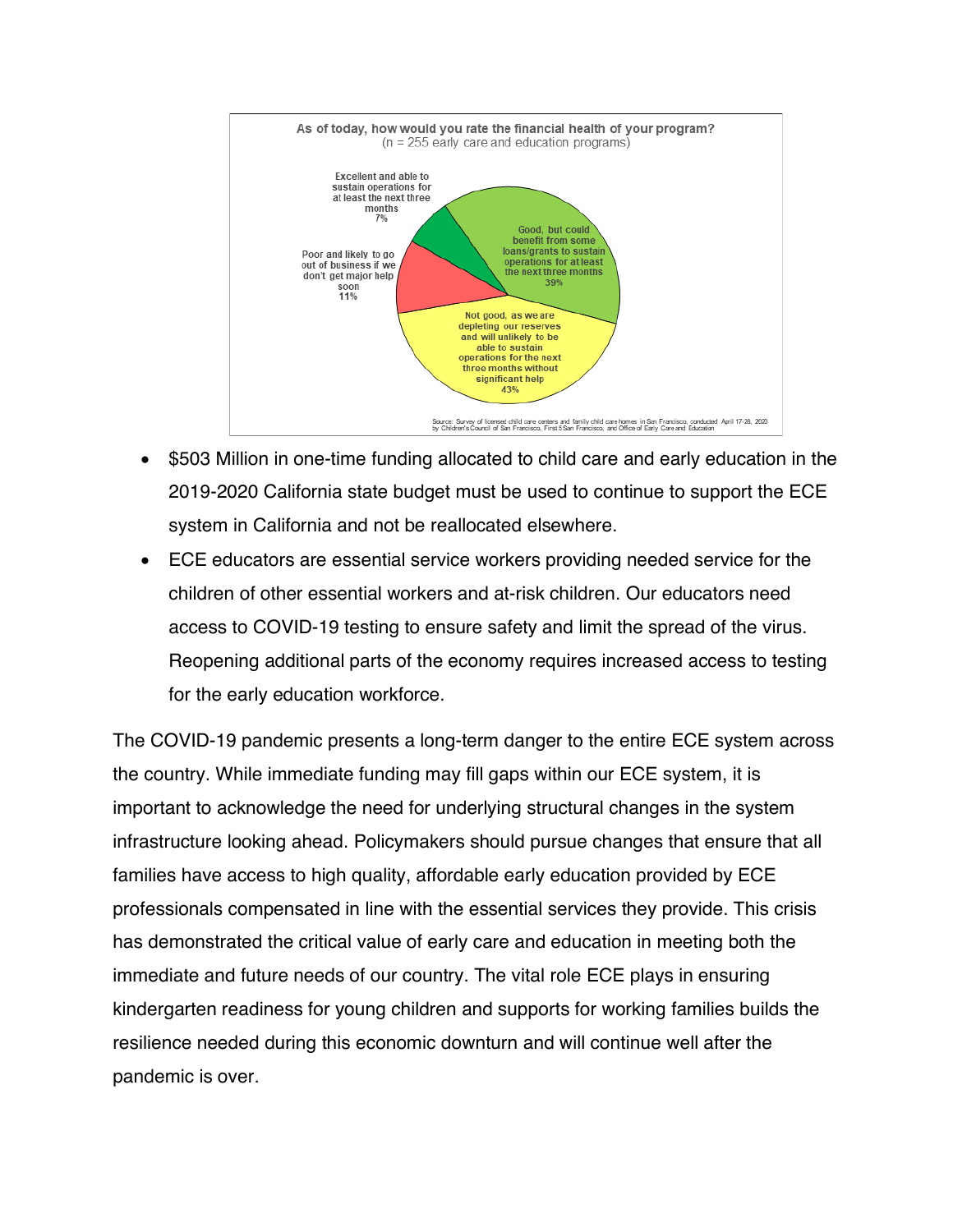As of today, how would you rate the financial health of your program?
(n = 255 early care and education programs)

Excellent and able to sustain operations for at least the next three months
7%

Good, but could benefit from some loans/grants to sustain operations for at least the next three months
39%

Poor and likely to go out of business if we don't get major help soon
11%

Not good, as we are depleting our reserves and will unlikely to be able to sustain operations for the next three months without significant help
43%

Source: Survey of licensed child care centers and family child care homes in San Francisco, conducted April 17-28, 2020 by Children's Council of San Francisco, First 5 San Francisco, and Office of Early Care and Education

- $503 Million in one-time funding allocated to child care and early education in the 2019-2020 California state budget must be used to continue to support the ECE system in California and not be reallocated elsewhere.
- ECE educators are essential service workers providing needed service for the children of other essential workers and at-risk children. Our educators need access to COVID-19 testing to ensure safety and limit the spread of the virus. Reopening additional parts of the economy requires increased access to testing for the early education workforce.

The COVID-19 pandemic presents a long-term danger to the entire ECE system across the country. While immediate funding may fill gaps within our ECE system, it is important to acknowledge the need for underlying structural changes in the system infrastructure looking ahead. Policymakers should pursue changes that ensure that all families have access to high quality, affordable early education provided by ECE professionals compensated in line with the essential services they provide. This crisis has demonstrated the critical value of early care and education in meeting both the immediate and future needs of our country. The vital role ECE plays in ensuring kindergarten readiness for young children and supports for working families builds the resilience needed during this economic downturn and will continue well after the pandemic is over.